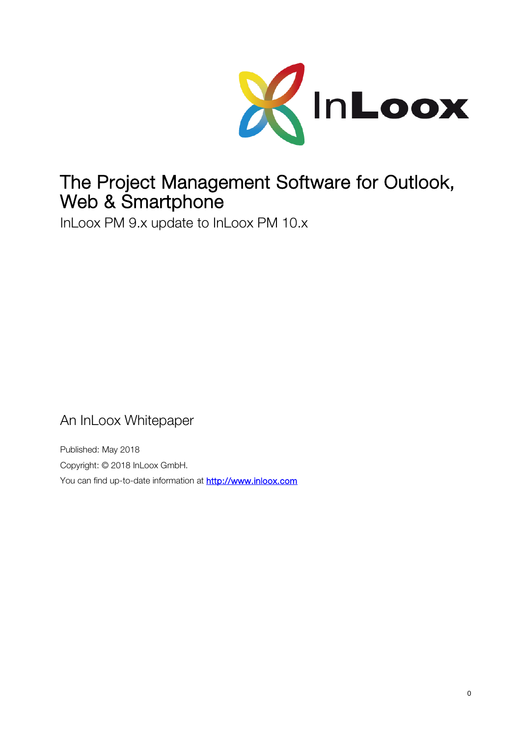InLoox

# The Project Management Software for Outlook, Web & Smartphone

InLoox PM 9.x update to InLoox PM 10.x

An InLoox Whitepaper

Published: May 2018

Copyright: © 2018 InLoox GmbH.

You can find up-to-date information at [http://www.inloox.com](http://www.inloox.com)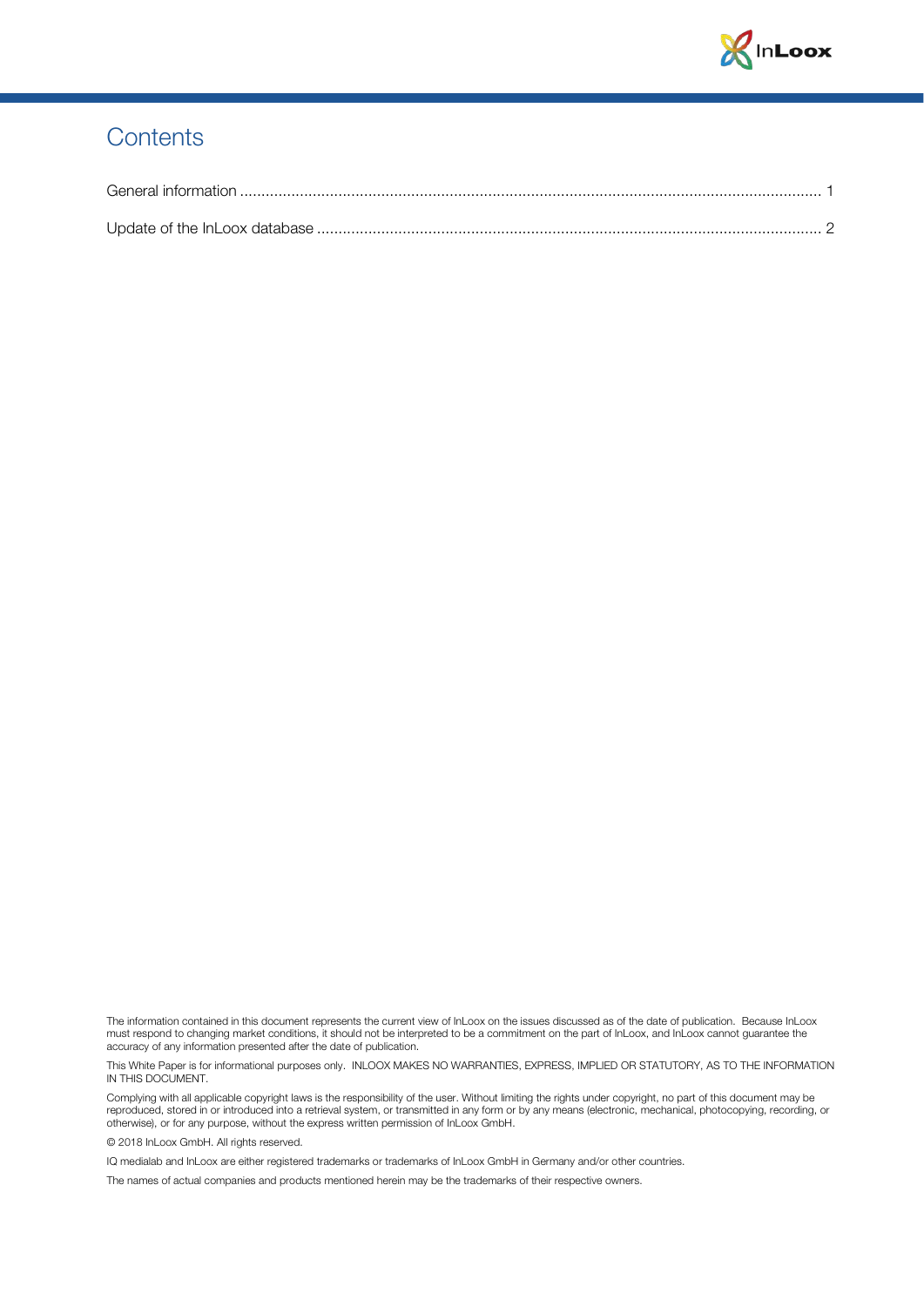# Contents

General information ........................................................................................................................................ 1

Update of the InLoox database ...................................................................................................................... 2

The information contained in this document represents the current view of InLoox on the issues discussed as of the date of publication. Because InLoox must respond to changing market conditions, it should not be interpreted to be a commitment on the part of InLoox, and InLoox cannot guarantee the accuracy of any information presented after the date of publication.

This White Paper is for informational purposes only. INLOOX MAKES NO WARRANTIES, EXPRESS, IMPLIED OR STATUTORY, AS TO THE INFORMATION IN THIS DOCUMENT.

Complying with all applicable copyright laws is the responsibility of the user. Without limiting the rights under copyright, no part of this document may be reproduced, stored in or introduced into a retrieval system, or transmitted in any form or by any means (electronic, mechanical, photocopying, recording, or otherwise), or for any purpose, without the express written permission of InLoox GmbH.

© 2018 InLoox GmbH. All rights reserved.

IQ medialab and InLoox are either registered trademarks or trademarks of InLoox GmbH in Germany and/or other countries.

The names of actual companies and products mentioned herein may be the trademarks of their respective owners.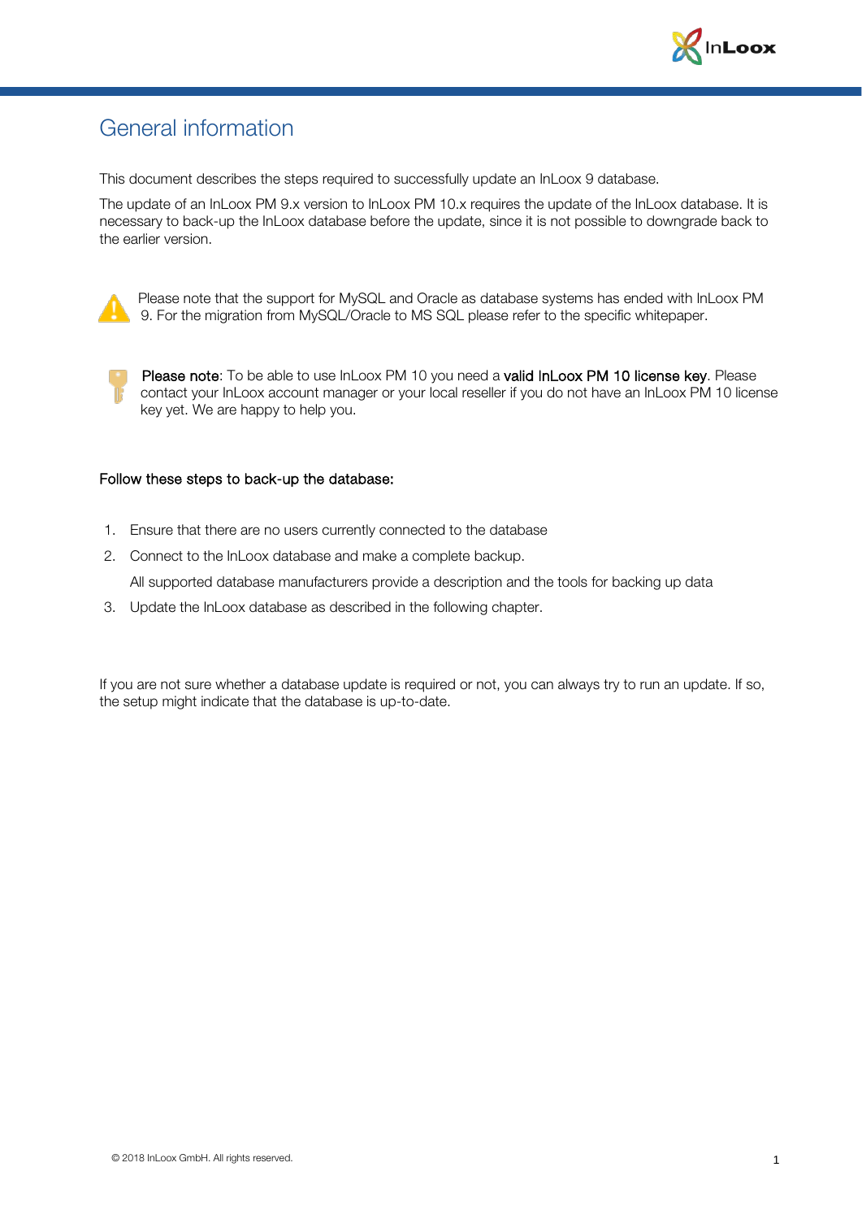# General information

This document describes the steps required to successfully update an InLoox 9 database.

The update of an InLoox PM 9.x version to InLoox PM 10.x requires the update of the InLoox database. It is necessary to back-up the InLoox database before the update, since it is not possible to downgrade back to the earlier version.

Please note that the support for MySQL and Oracle as database systems has ended with InLoox PM 9. For the migration from MySQL/Oracle to MS SQL please refer to the specific whitepaper.

**Please note**: To be able to use InLoox PM 10 you need a **valid InLoox PM 10 license key**. Please contact your InLoox account manager or your local reseller if you do not have an InLoox PM 10 license key yet. We are happy to help you.

**Follow these steps to back-up the database:**

1. Ensure that there are no users currently connected to the database
2. Connect to the InLoox database and make a complete backup.

   All supported database manufacturers provide a description and the tools for backing up data
3. Update the InLoox database as described in the following chapter.

If you are not sure whether a database update is required or not, you can always try to run an update. If so, the setup might indicate that the database is up-to-date.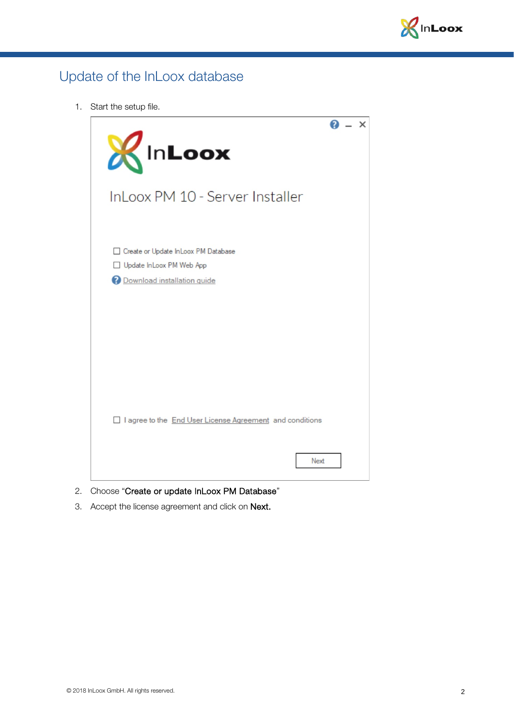# Update of the InLoox database

1. Start the setup file.

2. Choose "**Create or update InLoox PM Database**"
3. Accept the license agreement and click on **Next.**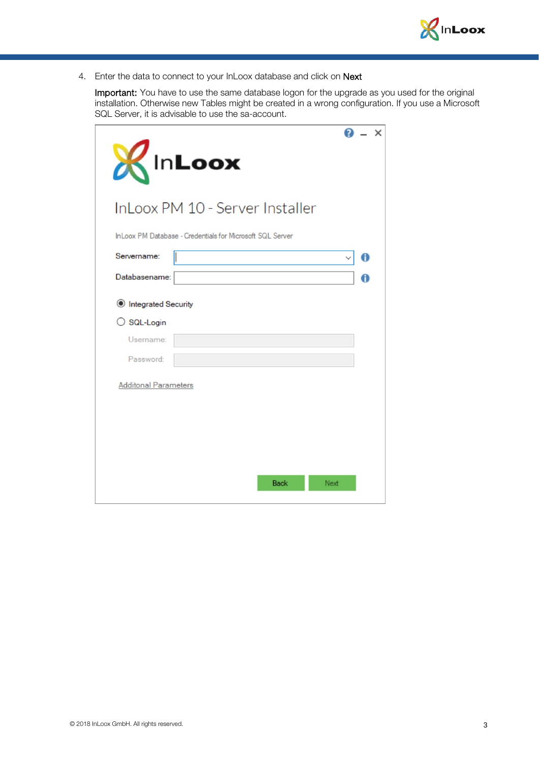4. Enter the data to connect to your InLoox database and click on **Next**

   **Important:** You have to use the same database logon for the upgrade as you used for the original installation. Otherwise new Tables might be created in a wrong configuration. If you use a Microsoft SQL Server, it is advisable to use the sa-account.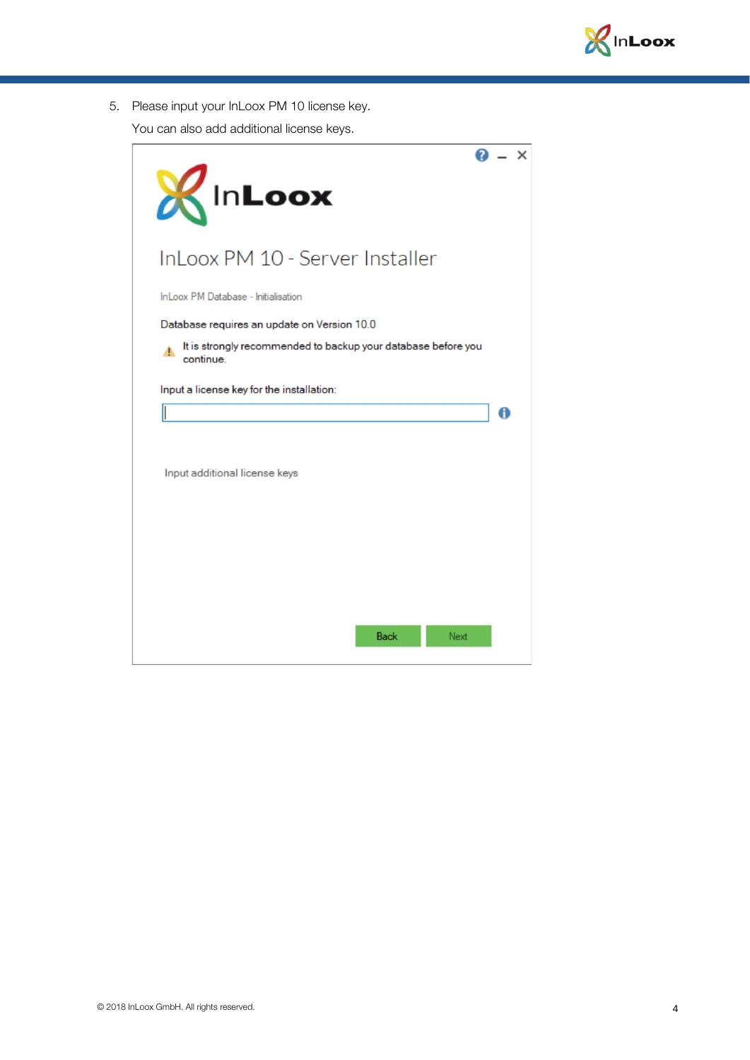5. Please input your InLoox PM 10 license key.

   You can also add additional license keys.

InLoox

InLoox PM 10 - Server Installer

InLoox PM Database - Initialisation

Database requires an update on Version 10.0

It is strongly recommended to backup your database before you continue.

Input a license key for the installation:

Input additional license keys

Back Next

© 2018 InLoox GmbH. All rights reserved.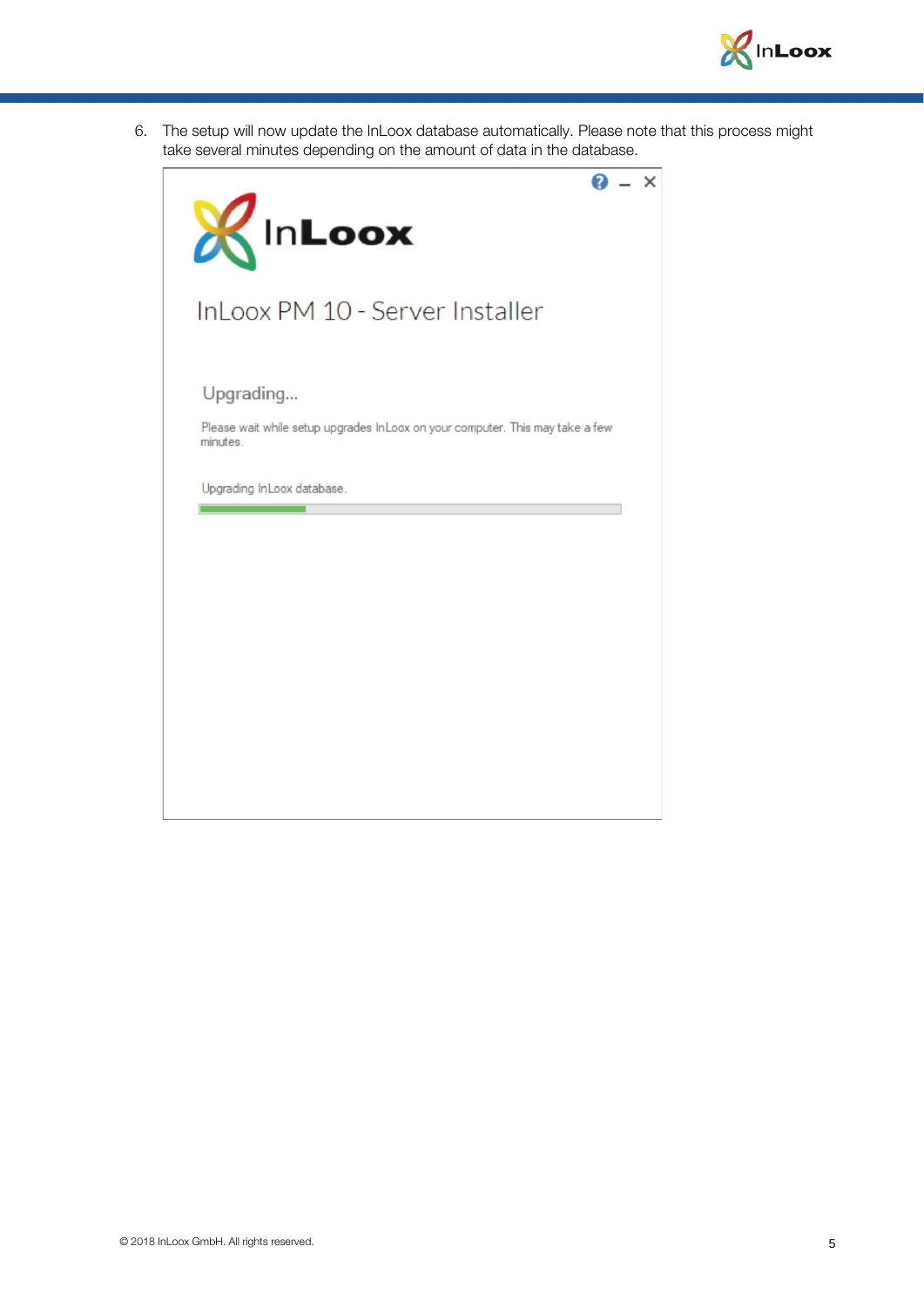6. The setup will now update the InLoox database automatically. Please note that this process might take several minutes depending on the amount of data in the database.

InLoox PM 10 - Server Installer

Upgrading...

Please wait while setup upgrades InLoox on your computer. This may take a few minutes.

Upgrading InLoox database.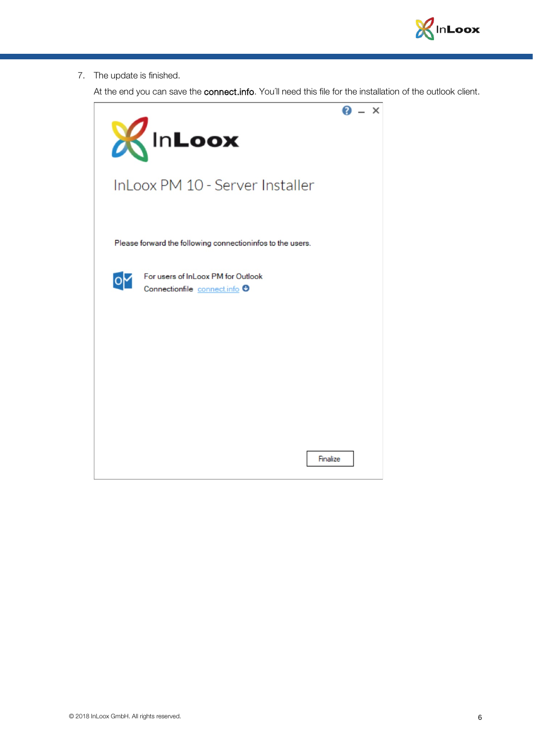7. The update is finished.

   At the end you can save the **connect.info**. You´ll need this file for the installation of the outlook client.

InLoox PM 10 - Server Installer

Please forward the following connectioninfos to the users.

For users of InLoox PM for Outlook

Connectionfile connect.info

Finalize